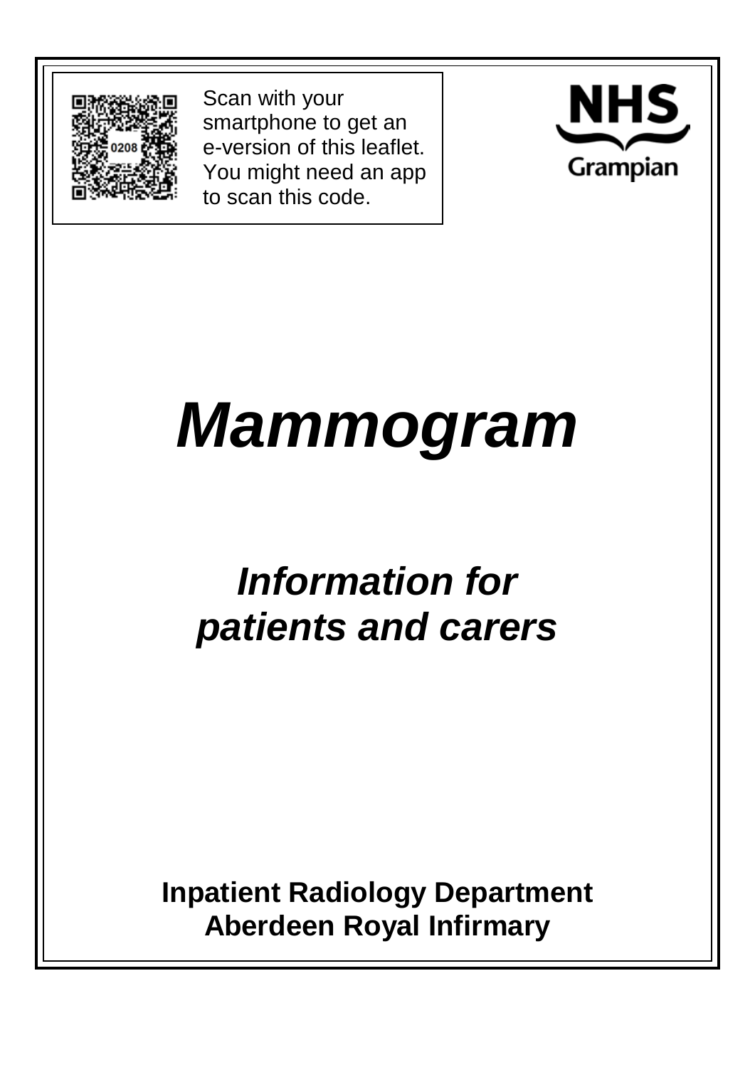Scan with your smartphone to get an e-version of this leaflet. You might need an app to scan this code.

NHS Grampian

# *Mammogram*

## *Information for patients and carers*

**Inpatient Radiology Department**
**Aberdeen Royal Infirmary**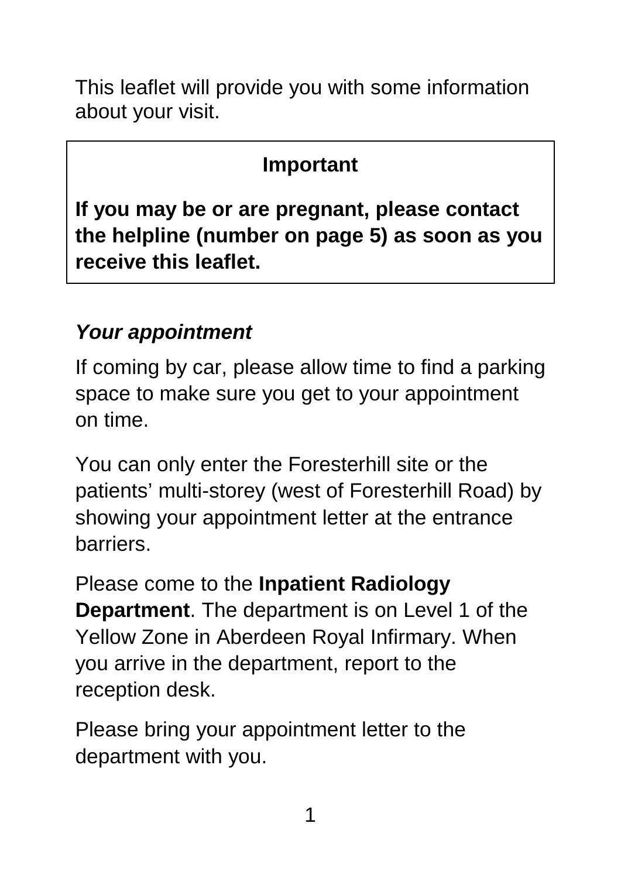This leaflet will provide you with some information about your visit.

**Important**

**If you may be or are pregnant, please contact the helpline (number on page 5) as soon as you receive this leaflet.**

### *Your appointment*

If coming by car, please allow time to find a parking space to make sure you get to your appointment on time.

You can only enter the Foresterhill site or the patients' multi-storey (west of Foresterhill Road) by showing your appointment letter at the entrance barriers.

Please come to the **Inpatient Radiology Department**. The department is on Level 1 of the Yellow Zone in Aberdeen Royal Infirmary. When you arrive in the department, report to the reception desk.

Please bring your appointment letter to the department with you.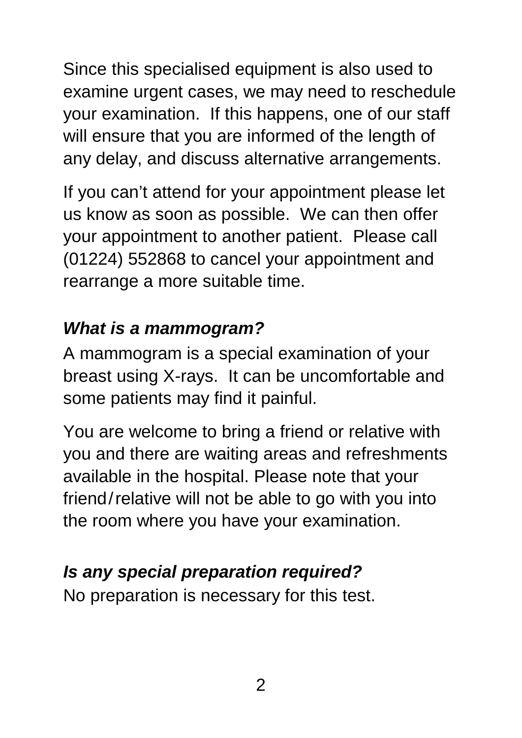Since this specialised equipment is also used to examine urgent cases, we may need to reschedule your examination. If this happens, one of our staff will ensure that you are informed of the length of any delay, and discuss alternative arrangements.

If you can't attend for your appointment please let us know as soon as possible. We can then offer your appointment to another patient. Please call (01224) 552868 to cancel your appointment and rearrange a more suitable time.

### *What is a mammogram?*

A mammogram is a special examination of your breast using X-rays. It can be uncomfortable and some patients may find it painful.

You are welcome to bring a friend or relative with you and there are waiting areas and refreshments available in the hospital. Please note that your friend/relative will not be able to go with you into the room where you have your examination.

### *Is any special preparation required?*

No preparation is necessary for this test.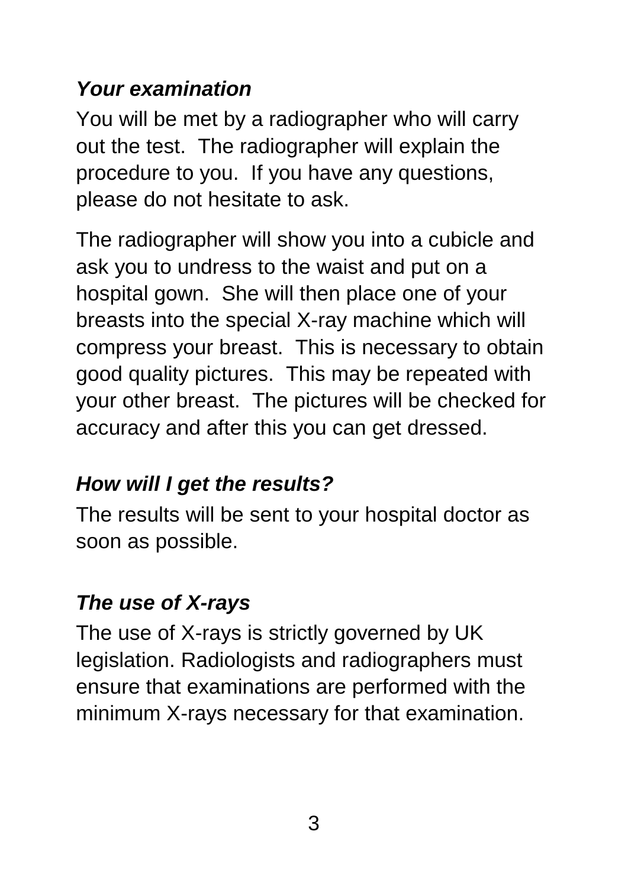### *Your examination*

You will be met by a radiographer who will carry out the test. The radiographer will explain the procedure to you. If you have any questions, please do not hesitate to ask.

The radiographer will show you into a cubicle and ask you to undress to the waist and put on a hospital gown. She will then place one of your breasts into the special X-ray machine which will compress your breast. This is necessary to obtain good quality pictures. This may be repeated with your other breast. The pictures will be checked for accuracy and after this you can get dressed.

### *How will I get the results?*

The results will be sent to your hospital doctor as soon as possible.

### *The use of X-rays*

The use of X-rays is strictly governed by UK legislation. Radiologists and radiographers must ensure that examinations are performed with the minimum X-rays necessary for that examination.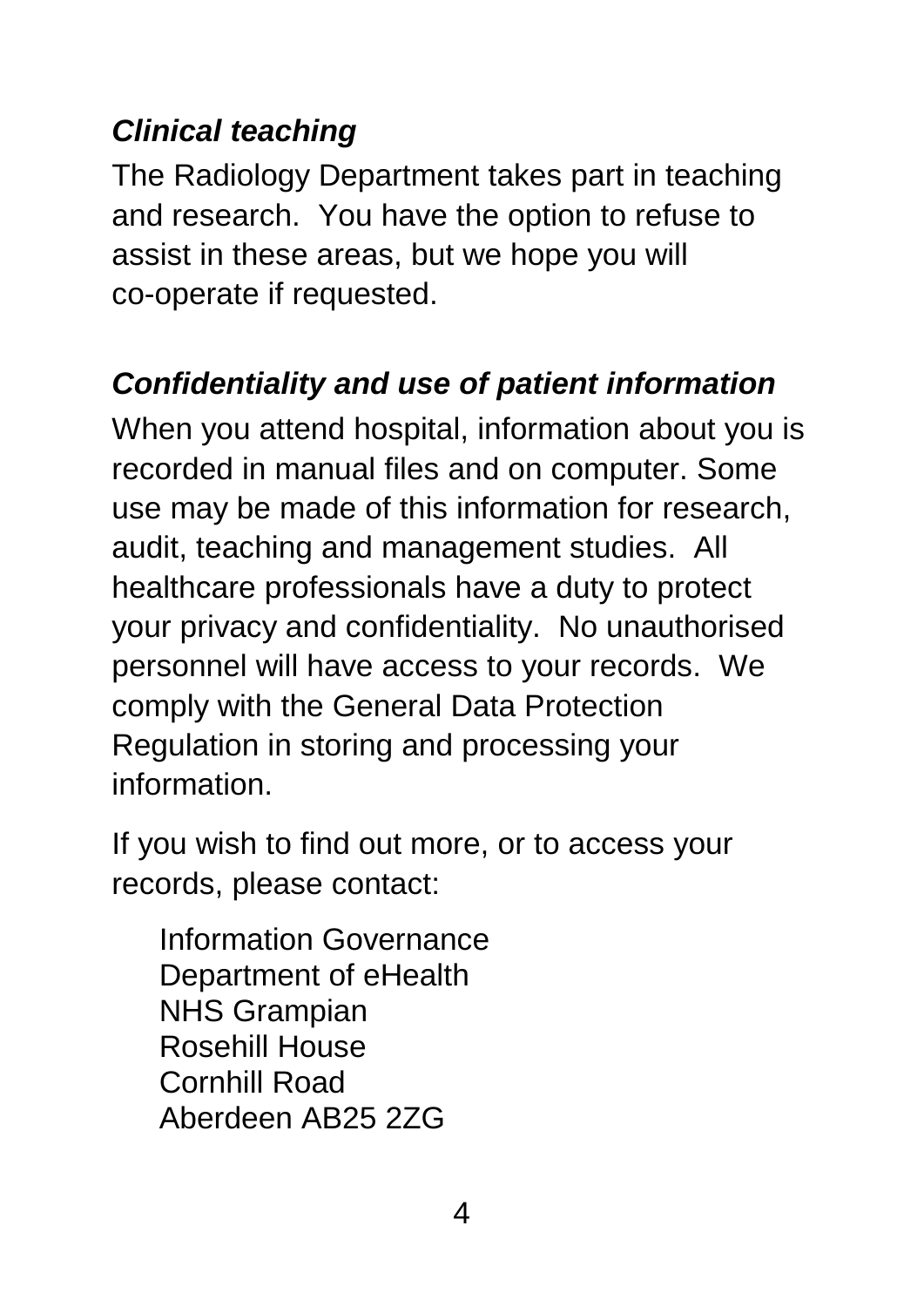### *Clinical teaching*

The Radiology Department takes part in teaching and research. You have the option to refuse to assist in these areas, but we hope you will co-operate if requested.

### *Confidentiality and use of patient information*

When you attend hospital, information about you is recorded in manual files and on computer. Some use may be made of this information for research, audit, teaching and management studies. All healthcare professionals have a duty to protect your privacy and confidentiality. No unauthorised personnel will have access to your records. We comply with the General Data Protection Regulation in storing and processing your information.

If you wish to find out more, or to access your records, please contact:

Information Governance
Department of eHealth
NHS Grampian
Rosehill House
Cornhill Road
Aberdeen AB25 2ZG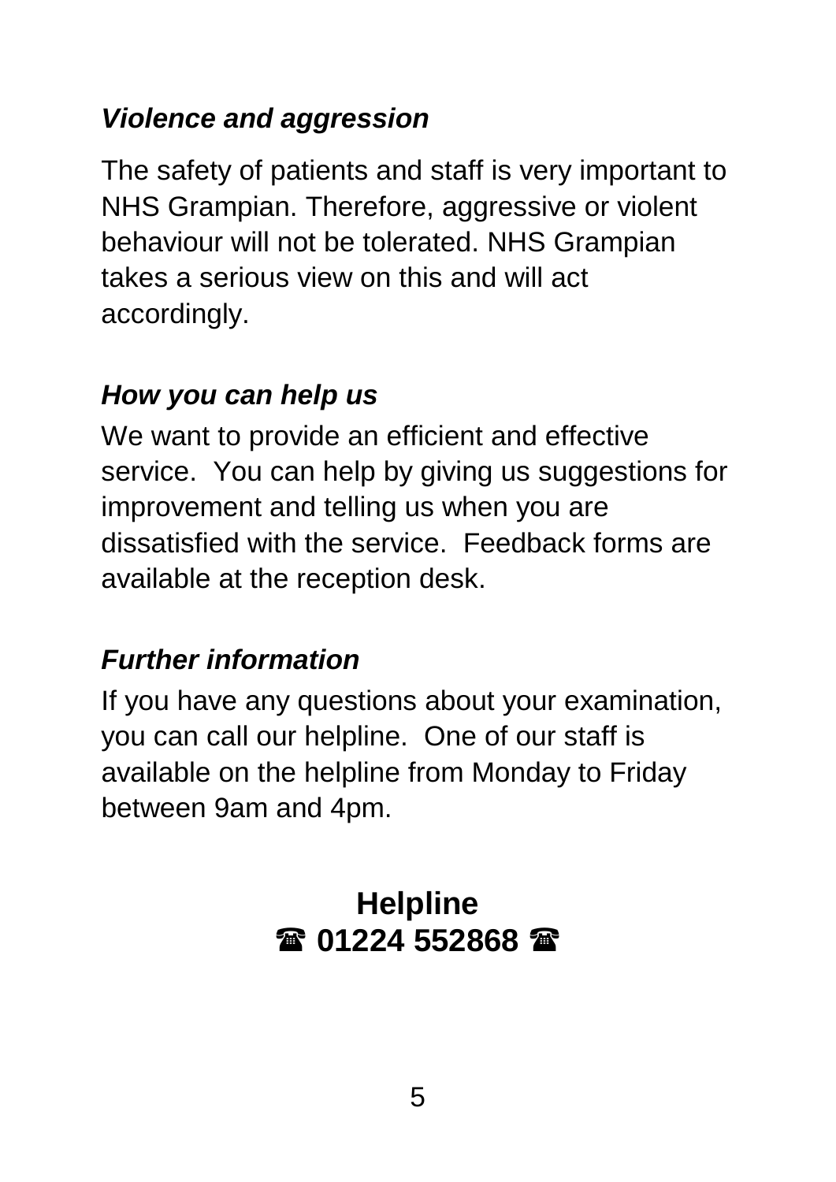### *Violence and aggression*

The safety of patients and staff is very important to NHS Grampian. Therefore, aggressive or violent behaviour will not be tolerated. NHS Grampian takes a serious view on this and will act accordingly.

### *How you can help us*

We want to provide an efficient and effective service. You can help by giving us suggestions for improvement and telling us when you are dissatisfied with the service. Feedback forms are available at the reception desk.

### *Further information*

If you have any questions about your examination, you can call our helpline. One of our staff is available on the helpline from Monday to Friday between 9am and 4pm.

**Helpline**

**☎ 01224 552868 ☎**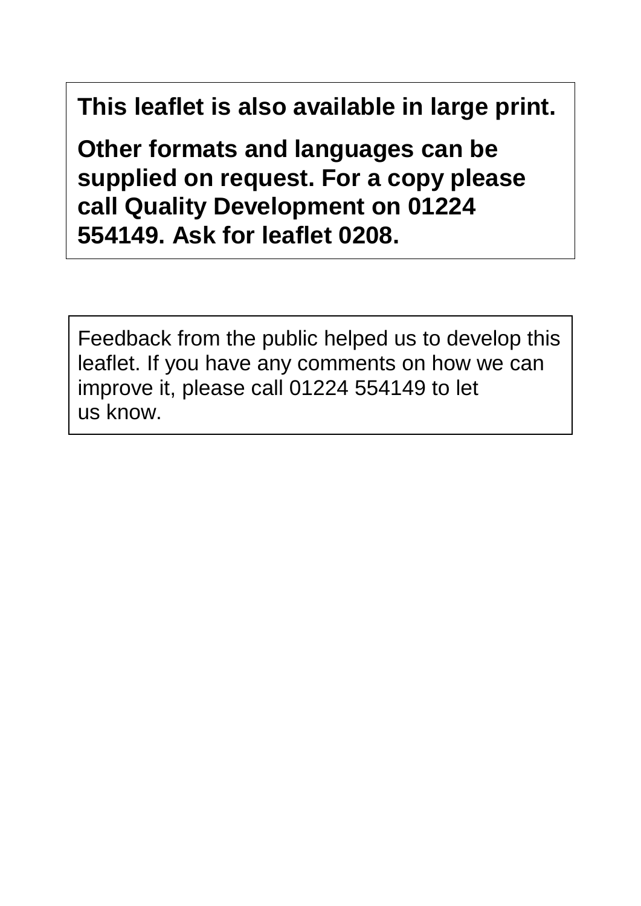**This leaflet is also available in large print.**

**Other formats and languages can be supplied on request. For a copy please call Quality Development on 01224 554149. Ask for leaflet 0208.**

Feedback from the public helped us to develop this leaflet. If you have any comments on how we can improve it, please call 01224 554149 to let us know.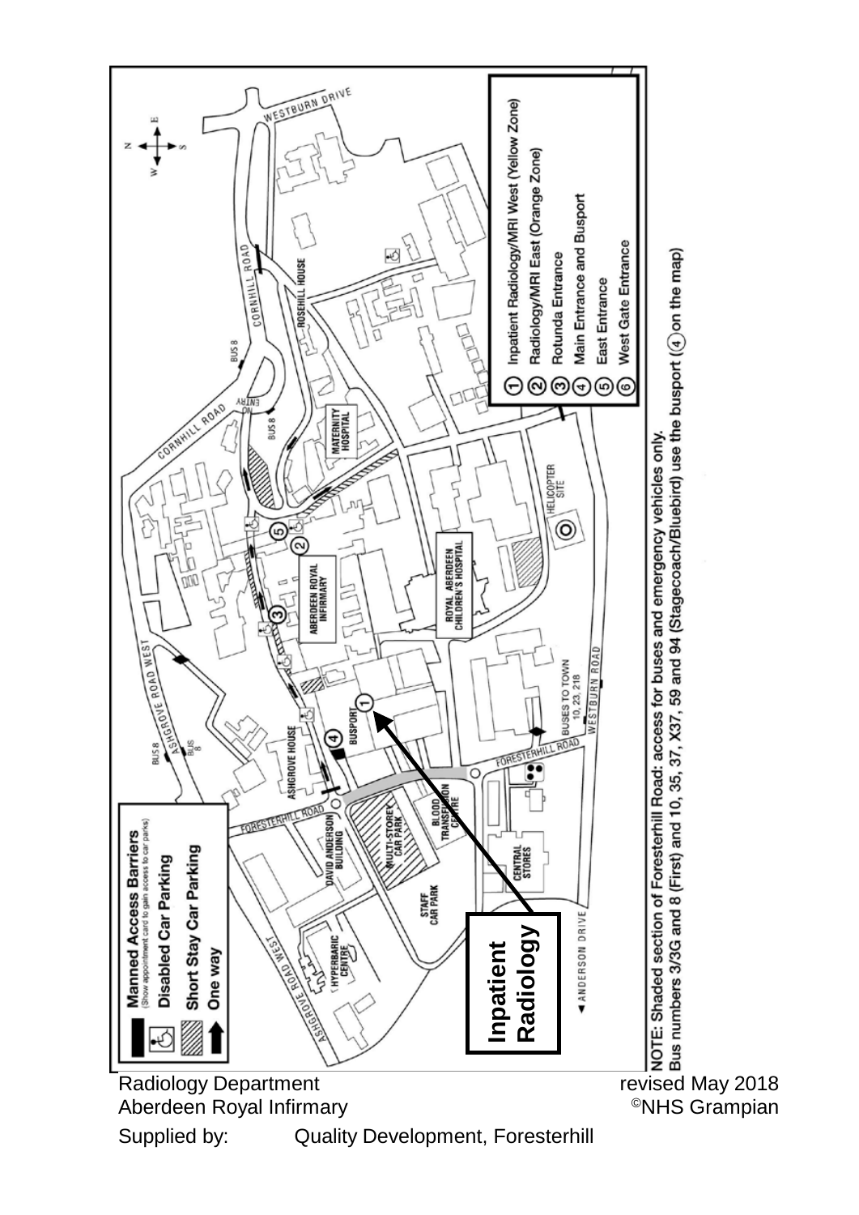Manned Access Barriers
(Show appointment card to gain access to car parks)

Disabled Car Parking

Short Stay Car Parking

One way

1. Inpatient Radiology/MRI West (Yellow Zone)
2. Radiology/MRI East (Orange Zone)
3. Rotunda Entrance
4. Main Entrance and Busport
5. East Entrance
6. West Gate Entrance

Inpatient Radiology

NOTE: Shaded section of Foresterhill Road: access for buses and emergency vehicles only.
Bus numbers 3/3G and 8 (First) and 10, 35, 37, X37, 59 and 94 (Stagecoach/Bluebird) use the busport (4 on the map)

Radiology Department
Aberdeen Royal Infirmary

revised May 2018
©NHS Grampian

Supplied by: Quality Development, Foresterhill